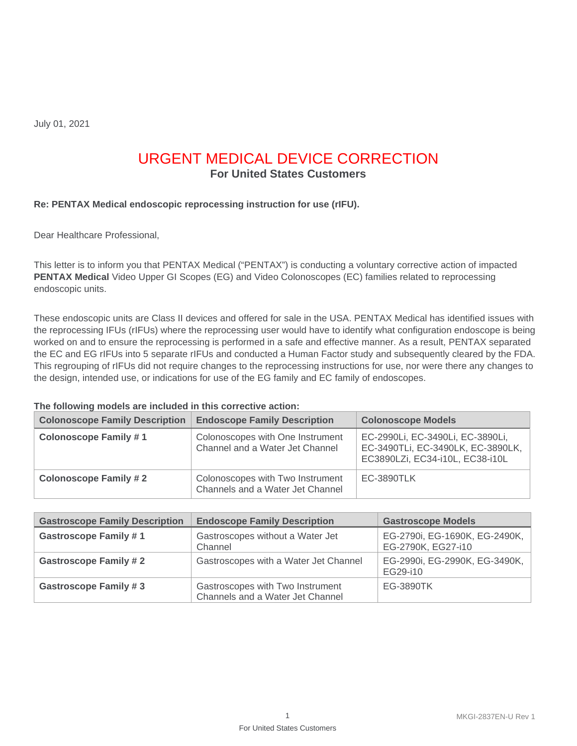July 01, 2021

# URGENT MEDICAL DEVICE CORRECTION

## For United States Customers

**Re: PENTAX Medical endoscopic reprocessing instruction for use (rIFU).**

Dear Healthcare Professional,

This letter is to inform you that PENTAX Medical ("PENTAX") is conducting a voluntary corrective action of impacted **PENTAX Medical** Video Upper GI Scopes (EG) and Video Colonoscopes (EC) families related to reprocessing endoscopic units.

These endoscopic units are Class II devices and offered for sale in the USA. PENTAX Medical has identified issues with the reprocessing IFUs (rIFUs) where the reprocessing user would have to identify what configuration endoscope is being worked on and to ensure the reprocessing is performed in a safe and effective manner. As a result, PENTAX separated the EC and EG rIFUs into 5 separate rIFUs and conducted a Human Factor study and subsequently cleared by the FDA. This regrouping of rIFUs did not require changes to the reprocessing instructions for use, nor were there any changes to the design, intended use, or indications for use of the EG family and EC family of endoscopes.

**The following models are included in this corrective action:**

| Colonoscope Family Description | Endoscope Family Description | Colonoscope Models |
|---|---|---|
| **Colonoscope Family # 1** | Colonoscopes with One Instrument Channel and a Water Jet Channel | EC-2990Li, EC-3490Li, EC-3890Li, EC-3490TLi, EC-3490LK, EC-3890LK, EC3890LZi, EC34-i10L, EC38-i10L |
| **Colonoscope Family # 2** | Colonoscopes with Two Instrument Channels and a Water Jet Channel | EC-3890TLK |

| Gastroscope Family Description | Endoscope Family Description | Gastroscope Models |
|---|---|---|
| **Gastroscope Family # 1** | Gastroscopes without a Water Jet Channel | EG-2790i, EG-1690K, EG-2490K, EG-2790K, EG27-i10 |
| **Gastroscope Family # 2** | Gastroscopes with a Water Jet Channel | EG-2990i, EG-2990K, EG-3490K, EG29-i10 |
| **Gastroscope Family # 3** | Gastroscopes with Two Instrument Channels and a Water Jet Channel | EG-3890TK |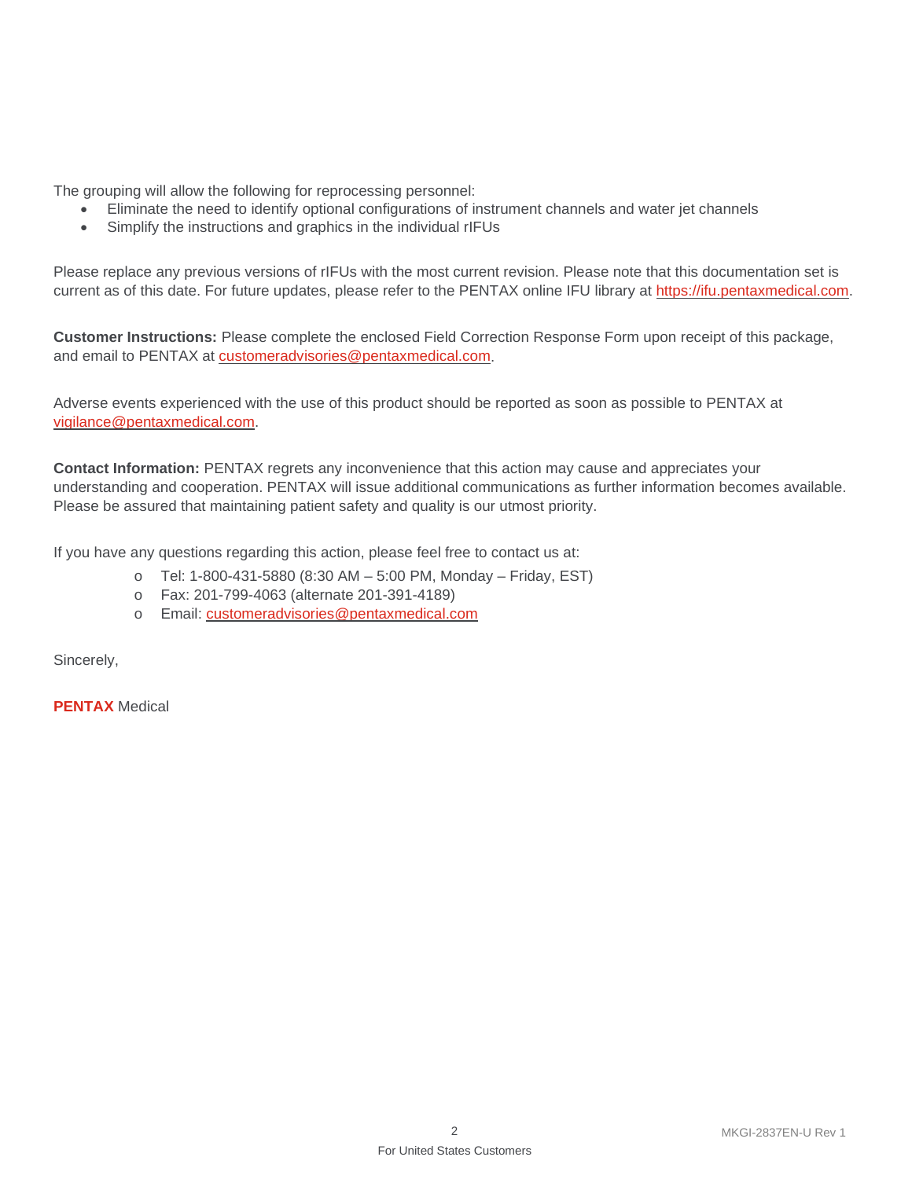The grouping will allow the following for reprocessing personnel:

- Eliminate the need to identify optional configurations of instrument channels and water jet channels
- Simplify the instructions and graphics in the individual rIFUs

Please replace any previous versions of rIFUs with the most current revision. Please note that this documentation set is current as of this date. For future updates, please refer to the PENTAX online IFU library at https://ifu.pentaxmedical.com.

**Customer Instructions:** Please complete the enclosed Field Correction Response Form upon receipt of this package, and email to PENTAX at customeradvisories@pentaxmedical.com.

Adverse events experienced with the use of this product should be reported as soon as possible to PENTAX at vigilance@pentaxmedical.com.

**Contact Information:** PENTAX regrets any inconvenience that this action may cause and appreciates your understanding and cooperation. PENTAX will issue additional communications as further information becomes available. Please be assured that maintaining patient safety and quality is our utmost priority.

If you have any questions regarding this action, please feel free to contact us at:

- Tel: 1-800-431-5880 (8:30 AM – 5:00 PM, Monday – Friday, EST)
- Fax: 201-799-4063 (alternate 201-391-4189)
- Email: customeradvisories@pentaxmedical.com

Sincerely,

**PENTAX** Medical

MKGI-2837EN-U Rev 1

For United States Customers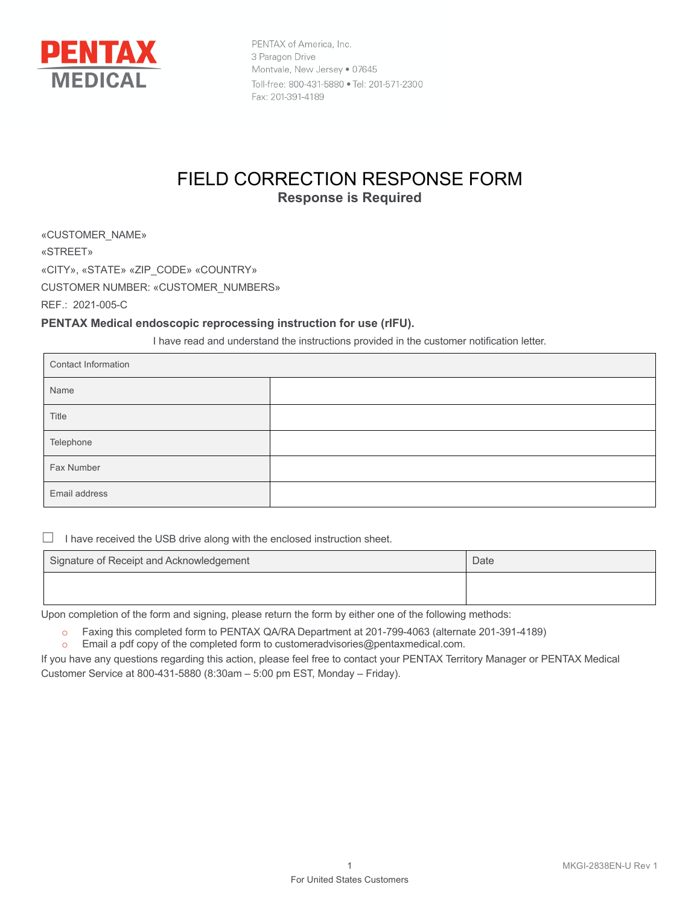PENTAX MEDICAL

PENTAX of America, Inc.
3 Paragon Drive
Montvale, New Jersey • 07645
Toll-free: 800-431-5880 • Tel: 201-571-2300
Fax: 201-391-4189

# FIELD CORRECTION RESPONSE FORM

## Response is Required

«CUSTOMER_NAME»

«STREET»

«CITY», «STATE» «ZIP_CODE» «COUNTRY»

CUSTOMER NUMBER: «CUSTOMER_NUMBERS»

REF.: 2021-005-C

**PENTAX Medical endoscopic reprocessing instruction for use (rIFU).**

I have read and understand the instructions provided in the customer notification letter.

| Contact Information | |
|---|---|
| Name | |
| Title | |
| Telephone | |
| Fax Number | |
| Email address | |

☐ I have received the USB drive along with the enclosed instruction sheet.

| Signature of Receipt and Acknowledgement | Date |
|---|---|
| | |

Upon completion of the form and signing, please return the form by either one of the following methods:

- Faxing this completed form to PENTAX QA/RA Department at 201-799-4063 (alternate 201-391-4189)
- Email a pdf copy of the completed form to customeradvisories@pentaxmedical.com.

If you have any questions regarding this action, please feel free to contact your PENTAX Territory Manager or PENTAX Medical Customer Service at 800-431-5880 (8:30am – 5:00 pm EST, Monday – Friday).

MKGI-2838EN-U Rev 1

For United States Customers